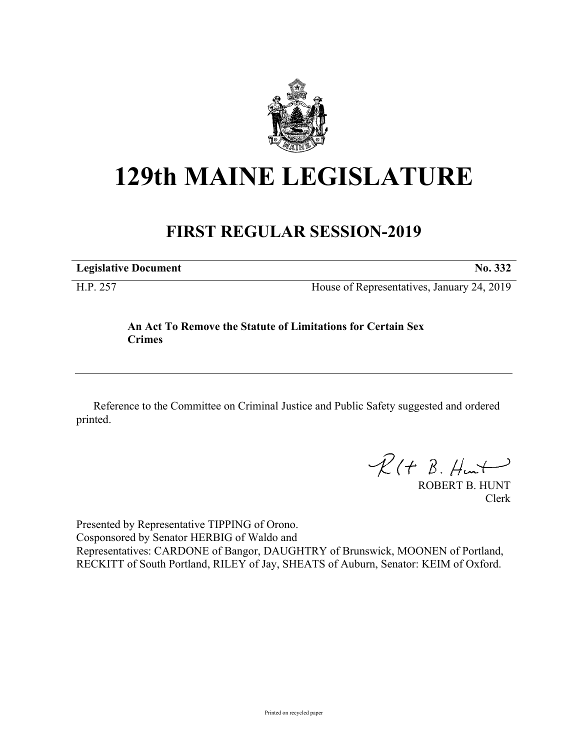# 129th MAINE LEGISLATURE

## FIRST REGULAR SESSION-2019

| **Legislative Document** | **No. 332** |
|---|---|
| H.P. 257 | House of Representatives, January 24, 2019 |

**An Act To Remove the Statute of Limitations for Certain Sex Crimes**

---

Reference to the Committee on Criminal Justice and Public Safety suggested and ordered printed.

ROBERT B. HUNT
Clerk

Presented by Representative TIPPING of Orono.
Cosponsored by Senator HERBIG of Waldo and
Representatives: CARDONE of Bangor, DAUGHTRY of Brunswick, MOONEN of Portland, RECKITT of South Portland, RILEY of Jay, SHEATS of Auburn, Senator: KEIM of Oxford.

Printed on recycled paper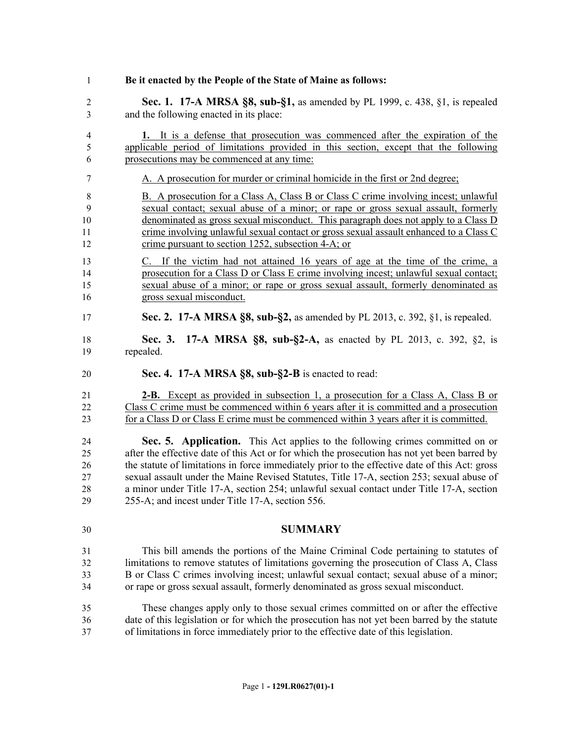**Be it enacted by the People of the State of Maine as follows:**

**Sec. 1. 17-A MRSA §8, sub-§1,** as amended by PL 1999, c. 438, §1, is repealed and the following enacted in its place:

<u>**1.** It is a defense that prosecution was commenced after the expiration of the applicable period of limitations provided in this section, except that the following prosecutions may be commenced at any time:</u>

<u>A. A prosecution for murder or criminal homicide in the first or 2nd degree;</u>

<u>B. A prosecution for a Class A, Class B or Class C crime involving incest; unlawful sexual contact; sexual abuse of a minor; or rape or gross sexual assault, formerly denominated as gross sexual misconduct. This paragraph does not apply to a Class D crime involving unlawful sexual contact or gross sexual assault enhanced to a Class C crime pursuant to section 1252, subsection 4-A; or</u>

<u>C. If the victim had not attained 16 years of age at the time of the crime, a prosecution for a Class D or Class E crime involving incest; unlawful sexual contact; sexual abuse of a minor; or rape or gross sexual assault, formerly denominated as gross sexual misconduct.</u>

**Sec. 2. 17-A MRSA §8, sub-§2,** as amended by PL 2013, c. 392, §1, is repealed.

**Sec. 3. 17-A MRSA §8, sub-§2-A,** as enacted by PL 2013, c. 392, §2, is repealed.

**Sec. 4. 17-A MRSA §8, sub-§2-B** is enacted to read:

<u>**2-B.** Except as provided in subsection 1, a prosecution for a Class A, Class B or Class C crime must be commenced within 6 years after it is committed and a prosecution for a Class D or Class E crime must be commenced within 3 years after it is committed.</u>

**Sec. 5. Application.** This Act applies to the following crimes committed on or after the effective date of this Act or for which the prosecution has not yet been barred by the statute of limitations in force immediately prior to the effective date of this Act: gross sexual assault under the Maine Revised Statutes, Title 17-A, section 253; sexual abuse of a minor under Title 17-A, section 254; unlawful sexual contact under Title 17-A, section 255-A; and incest under Title 17-A, section 556.

## SUMMARY

This bill amends the portions of the Maine Criminal Code pertaining to statutes of limitations to remove statutes of limitations governing the prosecution of Class A, Class B or Class C crimes involving incest; unlawful sexual contact; sexual abuse of a minor; or rape or gross sexual assault, formerly denominated as gross sexual misconduct.

These changes apply only to those sexual crimes committed on or after the effective date of this legislation or for which the prosecution has not yet been barred by the statute of limitations in force immediately prior to the effective date of this legislation.